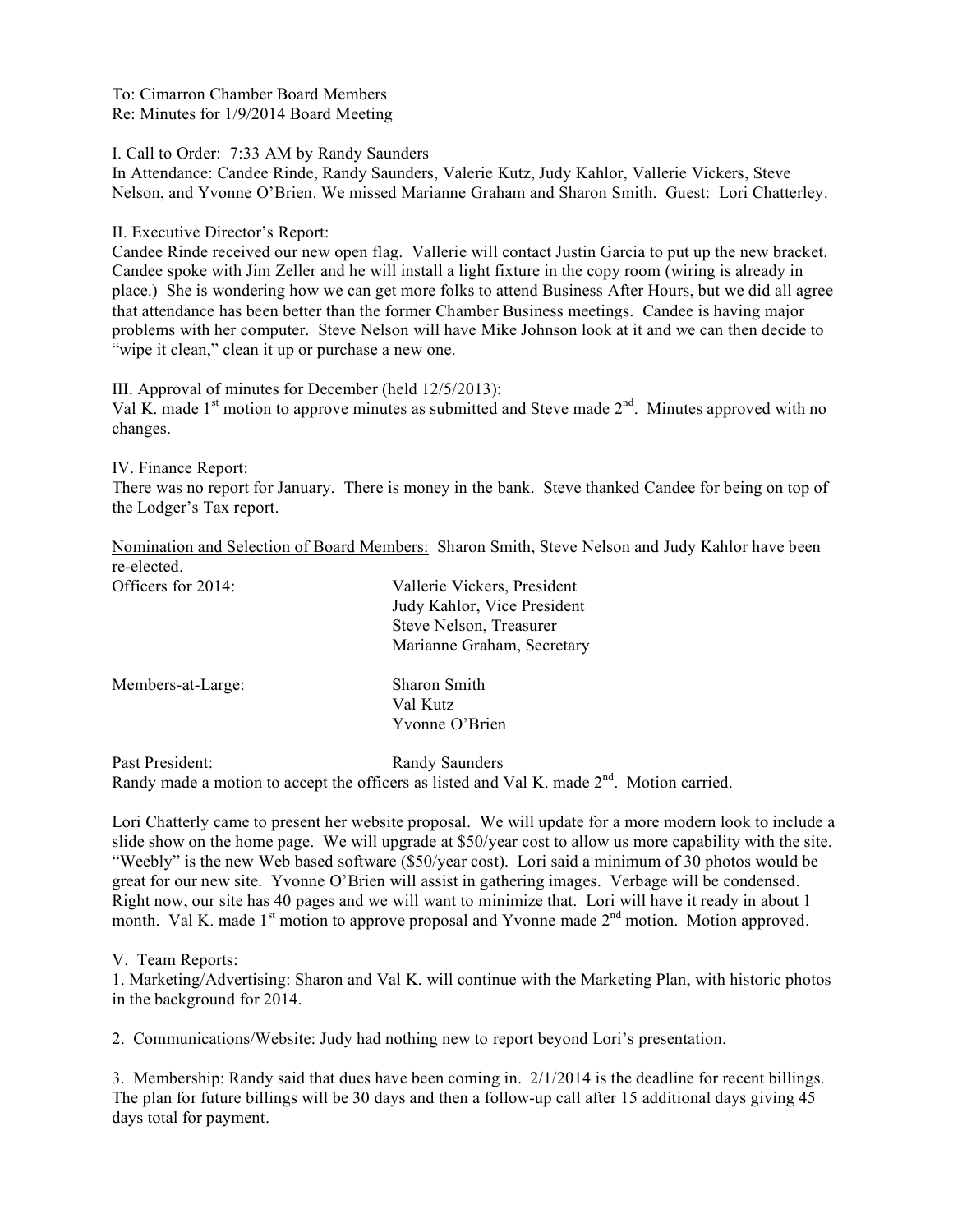To: Cimarron Chamber Board Members
Re: Minutes for 1/9/2014 Board Meeting

I. Call to Order: 7:33 AM by Randy Saunders
In Attendance: Candee Rinde, Randy Saunders, Valerie Kutz, Judy Kahlor, Vallerie Vickers, Steve Nelson, and Yvonne O'Brien. We missed Marianne Graham and Sharon Smith. Guest: Lori Chatterley.

II. Executive Director's Report:
Candee Rinde received our new open flag. Vallerie will contact Justin Garcia to put up the new bracket. Candee spoke with Jim Zeller and he will install a light fixture in the copy room (wiring is already in place.) She is wondering how we can get more folks to attend Business After Hours, but we did all agree that attendance has been better than the former Chamber Business meetings. Candee is having major problems with her computer. Steve Nelson will have Mike Johnson look at it and we can then decide to "wipe it clean," clean it up or purchase a new one.

III. Approval of minutes for December (held 12/5/2013):
Val K. made 1st motion to approve minutes as submitted and Steve made 2nd. Minutes approved with no changes.

IV. Finance Report:
There was no report for January. There is money in the bank. Steve thanked Candee for being on top of the Lodger's Tax report.

<u>Nomination and Selection of Board Members:</u> Sharon Smith, Steve Nelson and Judy Kahlor have been re-elected.

| | |
|---|---|
| Officers for 2014: | Vallerie Vickers, President |
| | Judy Kahlor, Vice President |
| | Steve Nelson, Treasurer |
| | Marianne Graham, Secretary |
| Members-at-Large: | Sharon Smith |
| | Val Kutz |
| | Yvonne O'Brien |
| Past President: | Randy Saunders |

Randy made a motion to accept the officers as listed and Val K. made 2nd. Motion carried.

Lori Chatterly came to present her website proposal. We will update for a more modern look to include a slide show on the home page. We will upgrade at $50/year cost to allow us more capability with the site. "Weebly" is the new Web based software ($50/year cost). Lori said a minimum of 30 photos would be great for our new site. Yvonne O'Brien will assist in gathering images. Verbage will be condensed. Right now, our site has 40 pages and we will want to minimize that. Lori will have it ready in about 1 month. Val K. made 1st motion to approve proposal and Yvonne made 2nd motion. Motion approved.

V. Team Reports:

1. Marketing/Advertising: Sharon and Val K. will continue with the Marketing Plan, with historic photos in the background for 2014.

2. Communications/Website: Judy had nothing new to report beyond Lori's presentation.

3. Membership: Randy said that dues have been coming in. 2/1/2014 is the deadline for recent billings. The plan for future billings will be 30 days and then a follow-up call after 15 additional days giving 45 days total for payment.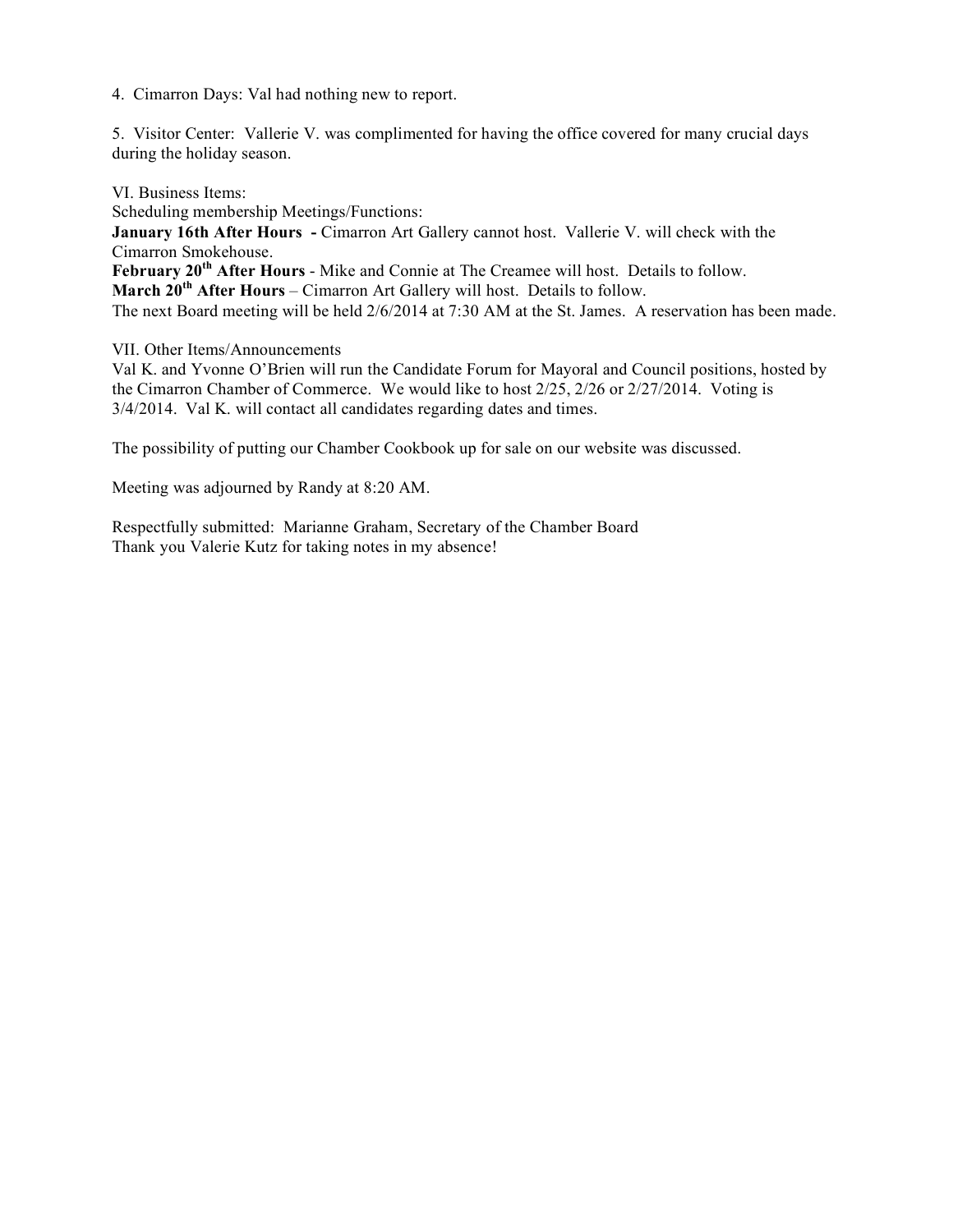4. Cimarron Days: Val had nothing new to report.

5. Visitor Center: Vallerie V. was complimented for having the office covered for many crucial days during the holiday season.

VI. Business Items:
Scheduling membership Meetings/Functions:
**January 16th After Hours -** Cimarron Art Gallery cannot host. Vallerie V. will check with the Cimarron Smokehouse.
**February 20th After Hours** - Mike and Connie at The Creamee will host. Details to follow.
**March 20th After Hours** – Cimarron Art Gallery will host. Details to follow.
The next Board meeting will be held 2/6/2014 at 7:30 AM at the St. James. A reservation has been made.

VII. Other Items/Announcements
Val K. and Yvonne O'Brien will run the Candidate Forum for Mayoral and Council positions, hosted by the Cimarron Chamber of Commerce. We would like to host 2/25, 2/26 or 2/27/2014. Voting is 3/4/2014. Val K. will contact all candidates regarding dates and times.

The possibility of putting our Chamber Cookbook up for sale on our website was discussed.

Meeting was adjourned by Randy at 8:20 AM.

Respectfully submitted: Marianne Graham, Secretary of the Chamber Board
Thank you Valerie Kutz for taking notes in my absence!